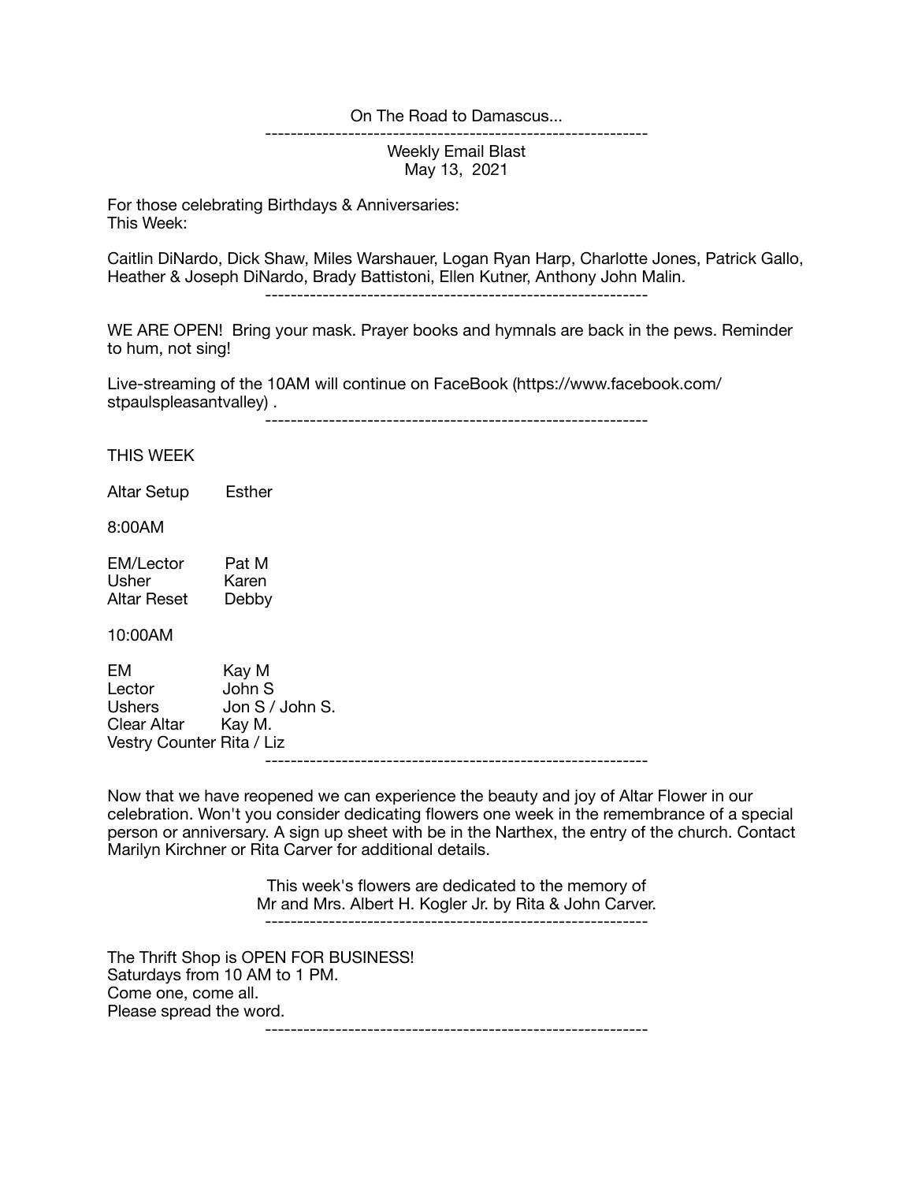On The Road to Damascus...

---

Weekly Email Blast
May 13, 2021

For those celebrating Birthdays & Anniversaries:
This Week:

Caitlin DiNardo, Dick Shaw, Miles Warshauer, Logan Ryan Harp, Charlotte Jones, Patrick Gallo, Heather & Joseph DiNardo, Brady Battistoni, Ellen Kutner, Anthony John Malin.

---

WE ARE OPEN! Bring your mask. Prayer books and hymnals are back in the pews. Reminder to hum, not sing!

Live-streaming of the 10AM will continue on FaceBook (https://www.facebook.com/stpaulspleasantvalley) .

---

THIS WEEK

Altar Setup Esther

8:00AM

EM/Lector Pat M
Usher Karen
Altar Reset Debby

10:00AM

EM Kay M
Lector John S
Ushers Jon S / John S.
Clear Altar Kay M.
Vestry Counter Rita / Liz

---

Now that we have reopened we can experience the beauty and joy of Altar Flower in our celebration. Won't you consider dedicating flowers one week in the remembrance of a special person or anniversary. A sign up sheet with be in the Narthex, the entry of the church. Contact Marilyn Kirchner or Rita Carver for additional details.

This week's flowers are dedicated to the memory of
Mr and Mrs. Albert H. Kogler Jr. by Rita & John Carver.

---

The Thrift Shop is OPEN FOR BUSINESS!
Saturdays from 10 AM to 1 PM.
Come one, come all.
Please spread the word.

---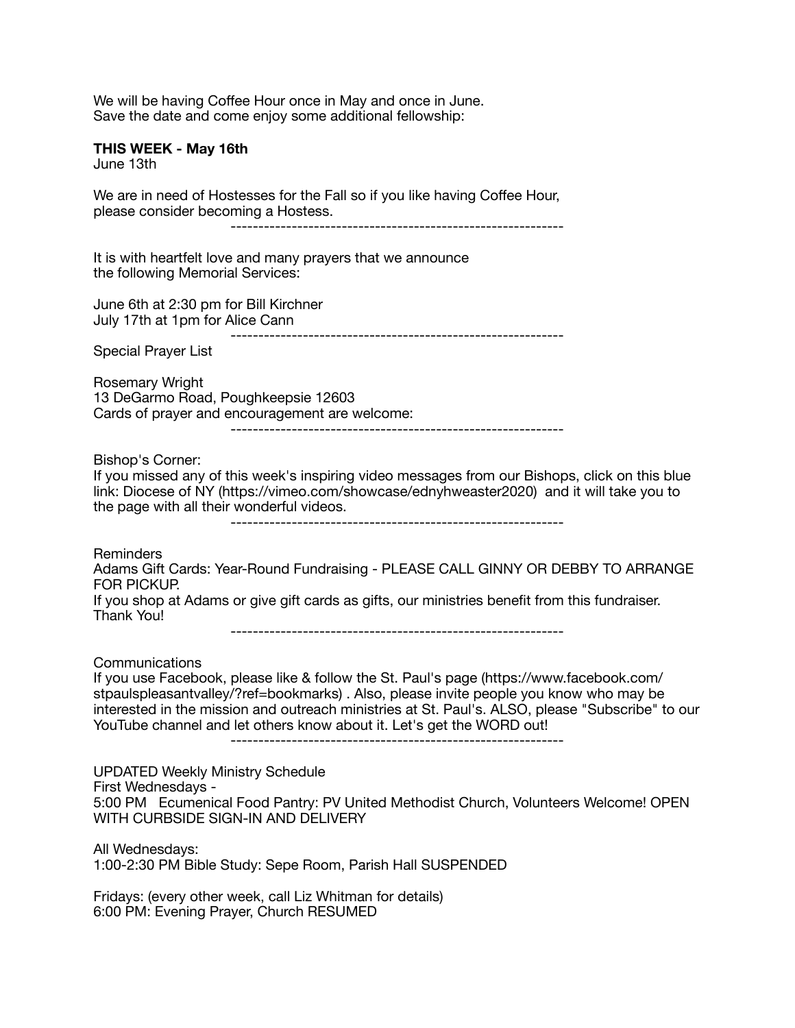We will be having Coffee Hour once in May and once in June.
Save the date and come enjoy some additional fellowship:

**THIS WEEK - May 16th**
June 13th

We are in need of Hostesses for the Fall so if you like having Coffee Hour, please consider becoming a Hostess.

------------------------------------------------------------

It is with heartfelt love and many prayers that we announce the following Memorial Services:

June 6th at 2:30 pm for Bill Kirchner
July 17th at 1pm for Alice Cann

------------------------------------------------------------

Special Prayer List

Rosemary Wright
13 DeGarmo Road, Poughkeepsie 12603
Cards of prayer and encouragement are welcome:

------------------------------------------------------------

Bishop's Corner:
If you missed any of this week's inspiring video messages from our Bishops, click on this blue link: Diocese of NY (https://vimeo.com/showcase/ednyhweaster2020) and it will take you to the page with all their wonderful videos.

------------------------------------------------------------

Reminders
Adams Gift Cards: Year-Round Fundraising - PLEASE CALL GINNY OR DEBBY TO ARRANGE FOR PICKUP.
If you shop at Adams or give gift cards as gifts, our ministries benefit from this fundraiser. Thank You!

------------------------------------------------------------

Communications
If you use Facebook, please like & follow the St. Paul's page (https://www.facebook.com/stpaulspleasantvalley/?ref=bookmarks) . Also, please invite people you know who may be interested in the mission and outreach ministries at St. Paul's. ALSO, please "Subscribe" to our YouTube channel and let others know about it. Let's get the WORD out!

------------------------------------------------------------

UPDATED Weekly Ministry Schedule
First Wednesdays -
5:00 PM Ecumenical Food Pantry: PV United Methodist Church, Volunteers Welcome! OPEN WITH CURBSIDE SIGN-IN AND DELIVERY

All Wednesdays:
1:00-2:30 PM Bible Study: Sepe Room, Parish Hall SUSPENDED

Fridays: (every other week, call Liz Whitman for details)
6:00 PM: Evening Prayer, Church RESUMED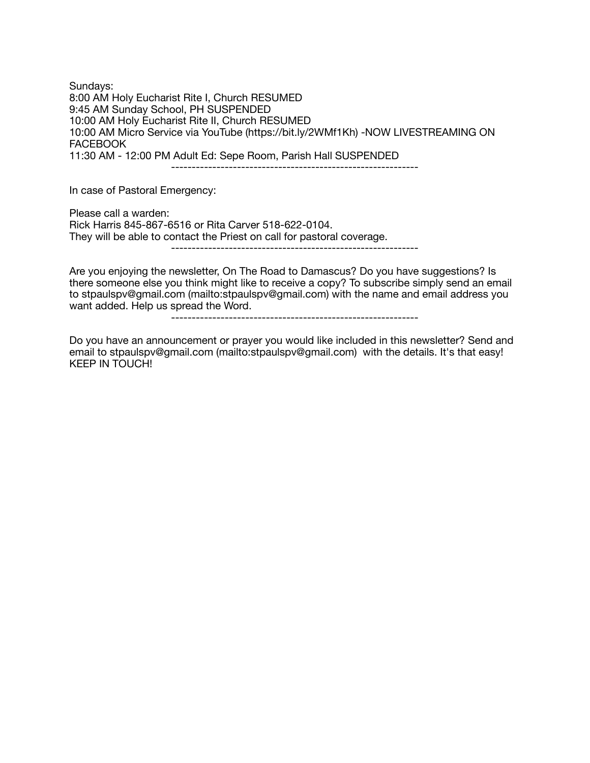Sundays:
8:00 AM Holy Eucharist Rite I, Church RESUMED
9:45 AM Sunday School, PH SUSPENDED
10:00 AM Holy Eucharist Rite II, Church RESUMED
10:00 AM Micro Service via YouTube (https://bit.ly/2WMf1Kh) -NOW LIVESTREAMING ON FACEBOOK
11:30 AM - 12:00 PM Adult Ed: Sepe Room, Parish Hall SUSPENDED

------------------------------------------------------------

In case of Pastoral Emergency:

Please call a warden:
Rick Harris 845-867-6516 or Rita Carver 518-622-0104.
They will be able to contact the Priest on call for pastoral coverage.

------------------------------------------------------------

Are you enjoying the newsletter, On The Road to Damascus? Do you have suggestions? Is there someone else you think might like to receive a copy? To subscribe simply send an email to stpaulspv@gmail.com (mailto:stpaulspv@gmail.com) with the name and email address you want added. Help us spread the Word.

------------------------------------------------------------

Do you have an announcement or prayer you would like included in this newsletter? Send and email to stpaulspv@gmail.com (mailto:stpaulspv@gmail.com) with the details. It's that easy! KEEP IN TOUCH!